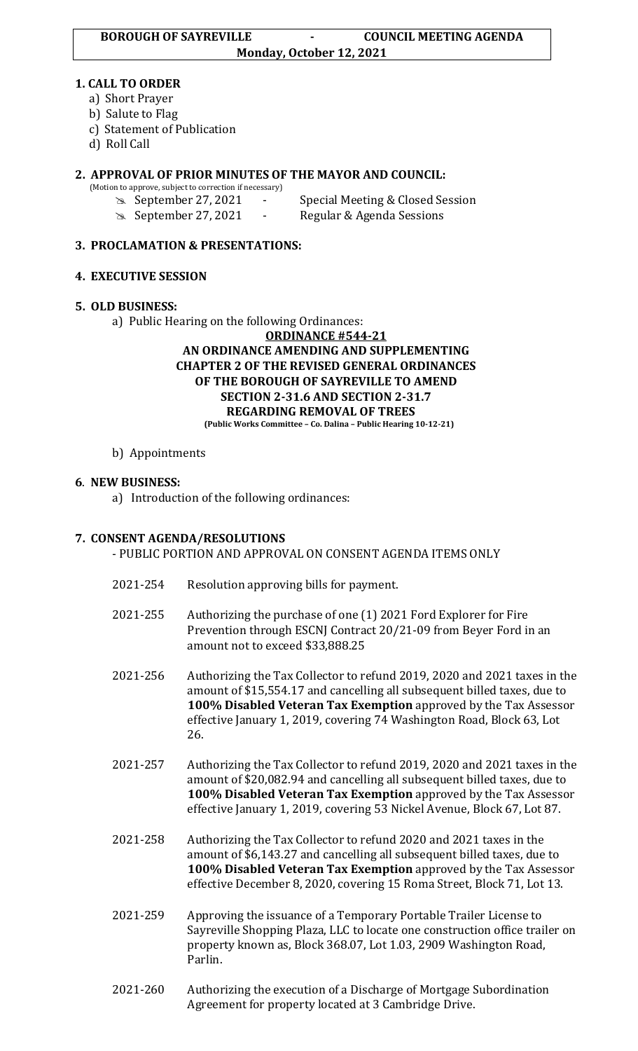**BOROUGH OF SAYREVILLE - COUNCIL MEETING AGENDA**
**Monday, October 12, 2021**

## 1. CALL TO ORDER

a) Short Prayer
b) Salute to Flag
c) Statement of Publication
d) Roll Call

## 2. APPROVAL OF PRIOR MINUTES OF THE MAYOR AND COUNCIL:

(Motion to approve, subject to correction if necessary)

- September 27, 2021 - Special Meeting & Closed Session
- September 27, 2021 - Regular & Agenda Sessions

## 3. PROCLAMATION & PRESENTATIONS:

## 4. EXECUTIVE SESSION

## 5. OLD BUSINESS:

a) Public Hearing on the following Ordinances:

**ORDINANCE #544-21**
**AN ORDINANCE AMENDING AND SUPPLEMENTING CHAPTER 2 OF THE REVISED GENERAL ORDINANCES OF THE BOROUGH OF SAYREVILLE TO AMEND SECTION 2-31.6 AND SECTION 2-31.7 REGARDING REMOVAL OF TREES**
**(Public Works Committee – Co. Dalina – Public Hearing 10-12-21)**

b) Appointments

## 6. NEW BUSINESS:

a) Introduction of the following ordinances:

## 7. CONSENT AGENDA/RESOLUTIONS

- PUBLIC PORTION AND APPROVAL ON CONSENT AGENDA ITEMS ONLY

2021-254 Resolution approving bills for payment.

2021-255 Authorizing the purchase of one (1) 2021 Ford Explorer for Fire Prevention through ESCNJ Contract 20/21-09 from Beyer Ford in an amount not to exceed $33,888.25

2021-256 Authorizing the Tax Collector to refund 2019, 2020 and 2021 taxes in the amount of $15,554.17 and cancelling all subsequent billed taxes, due to **100% Disabled Veteran Tax Exemption** approved by the Tax Assessor effective January 1, 2019, covering 74 Washington Road, Block 63, Lot 26.

2021-257 Authorizing the Tax Collector to refund 2019, 2020 and 2021 taxes in the amount of $20,082.94 and cancelling all subsequent billed taxes, due to **100% Disabled Veteran Tax Exemption** approved by the Tax Assessor effective January 1, 2019, covering 53 Nickel Avenue, Block 67, Lot 87.

2021-258 Authorizing the Tax Collector to refund 2020 and 2021 taxes in the amount of $6,143.27 and cancelling all subsequent billed taxes, due to **100% Disabled Veteran Tax Exemption** approved by the Tax Assessor effective December 8, 2020, covering 15 Roma Street, Block 71, Lot 13.

2021-259 Approving the issuance of a Temporary Portable Trailer License to Sayreville Shopping Plaza, LLC to locate one construction office trailer on property known as, Block 368.07, Lot 1.03, 2909 Washington Road, Parlin.

2021-260 Authorizing the execution of a Discharge of Mortgage Subordination Agreement for property located at 3 Cambridge Drive.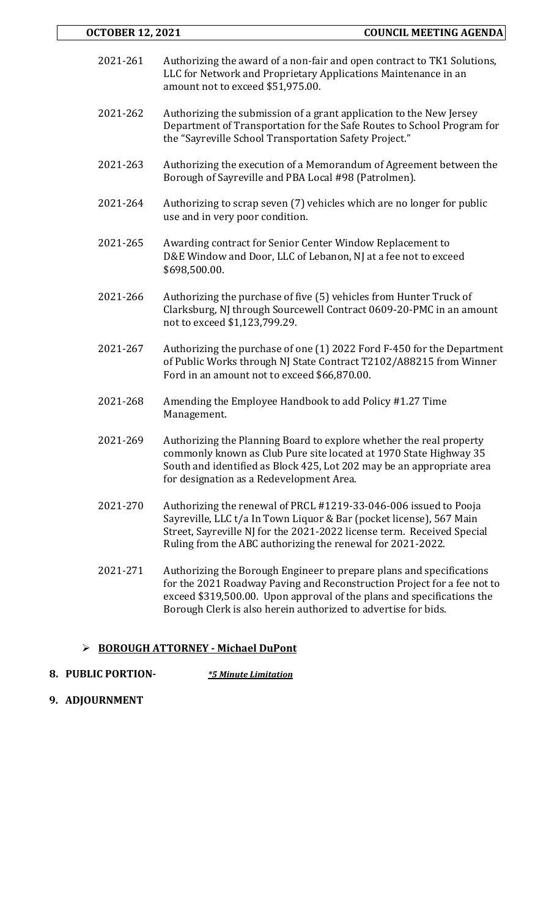2021-261 Authorizing the award of a non-fair and open contract to TK1 Solutions, LLC for Network and Proprietary Applications Maintenance in an amount not to exceed $51,975.00.

2021-262 Authorizing the submission of a grant application to the New Jersey Department of Transportation for the Safe Routes to School Program for the "Sayreville School Transportation Safety Project."

2021-263 Authorizing the execution of a Memorandum of Agreement between the Borough of Sayreville and PBA Local #98 (Patrolmen).

2021-264 Authorizing to scrap seven (7) vehicles which are no longer for public use and in very poor condition.

2021-265 Awarding contract for Senior Center Window Replacement to D&E Window and Door, LLC of Lebanon, NJ at a fee not to exceed $698,500.00.

2021-266 Authorizing the purchase of five (5) vehicles from Hunter Truck of Clarksburg, NJ through Sourcewell Contract 0609-20-PMC in an amount not to exceed $1,123,799.29.

2021-267 Authorizing the purchase of one (1) 2022 Ford F-450 for the Department of Public Works through NJ State Contract T2102/A88215 from Winner Ford in an amount not to exceed $66,870.00.

2021-268 Amending the Employee Handbook to add Policy #1.27 Time Management.

2021-269 Authorizing the Planning Board to explore whether the real property commonly known as Club Pure site located at 1970 State Highway 35 South and identified as Block 425, Lot 202 may be an appropriate area for designation as a Redevelopment Area.

2021-270 Authorizing the renewal of PRCL #1219-33-046-006 issued to Pooja Sayreville, LLC t/a In Town Liquor & Bar (pocket license), 567 Main Street, Sayreville NJ for the 2021-2022 license term. Received Special Ruling from the ABC authorizing the renewal for 2021-2022.

2021-271 Authorizing the Borough Engineer to prepare plans and specifications for the 2021 Roadway Paving and Reconstruction Project for a fee not to exceed $319,500.00. Upon approval of the plans and specifications the Borough Clerk is also herein authorized to advertise for bids.

- **BOROUGH ATTORNEY - Michael DuPont**

**8. PUBLIC PORTION-** ***5 Minute Limitation***

**9. ADJOURNMENT**